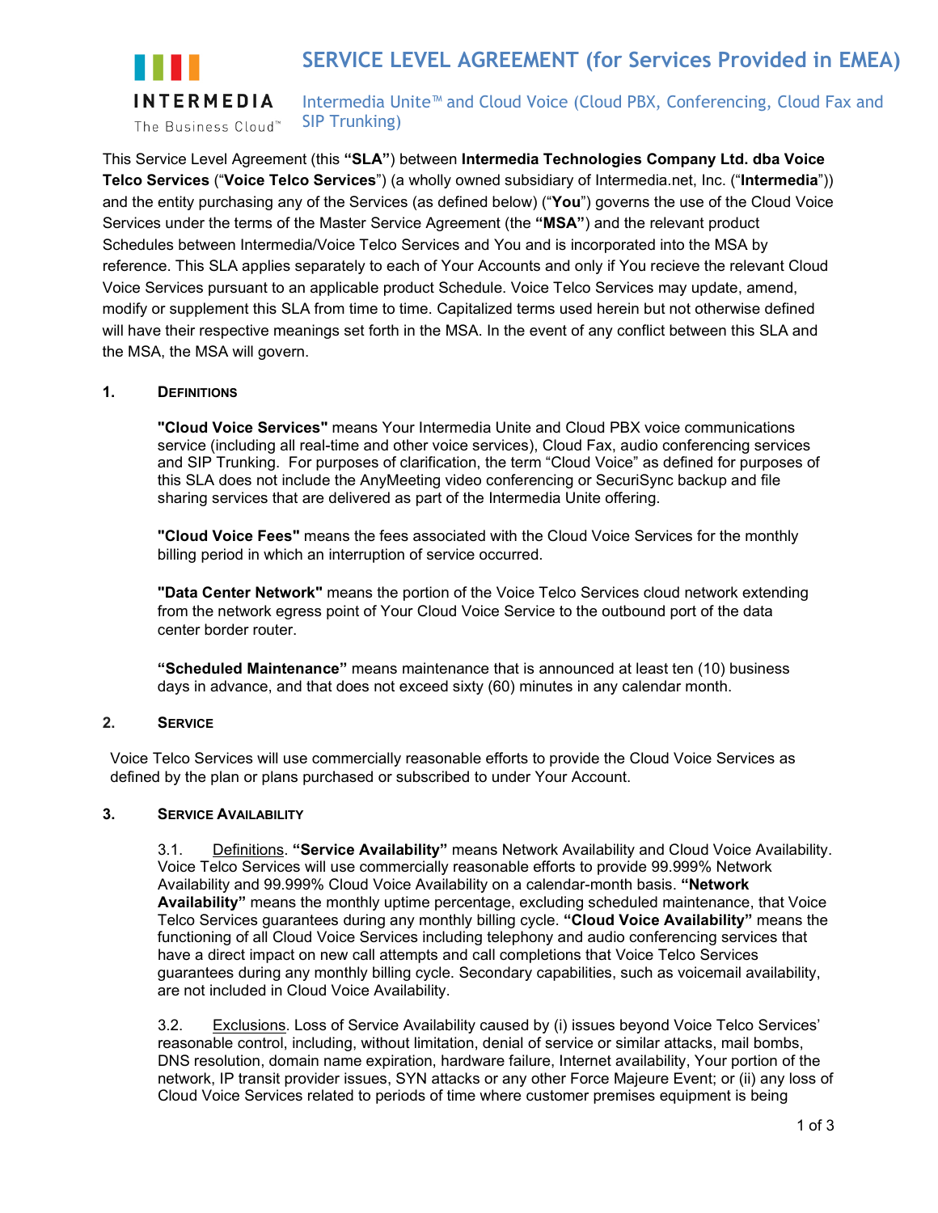# SERVICE LEVEL AGREEMENT (for Services Provided in EMEA)

## Intermedia Unite™ and Cloud Voice (Cloud PBX, Conferencing, Cloud Fax and SIP Trunking)

This Service Level Agreement (this **"SLA"**) between **Intermedia Technologies Company Ltd. dba Voice Telco Services** ("**Voice Telco Services**") (a wholly owned subsidiary of Intermedia.net, Inc. ("**Intermedia**")) and the entity purchasing any of the Services (as defined below) ("**You**") governs the use of the Cloud Voice Services under the terms of the Master Service Agreement (the **"MSA"**) and the relevant product Schedules between Intermedia/Voice Telco Services and You and is incorporated into the MSA by reference. This SLA applies separately to each of Your Accounts and only if You recieve the relevant Cloud Voice Services pursuant to an applicable product Schedule. Voice Telco Services may update, amend, modify or supplement this SLA from time to time. Capitalized terms used herein but not otherwise defined will have their respective meanings set forth in the MSA. In the event of any conflict between this SLA and the MSA, the MSA will govern.

### 1. DEFINITIONS

**"Cloud Voice Services"** means Your Intermedia Unite and Cloud PBX voice communications service (including all real-time and other voice services), Cloud Fax, audio conferencing services and SIP Trunking. For purposes of clarification, the term "Cloud Voice" as defined for purposes of this SLA does not include the AnyMeeting video conferencing or SecuriSync backup and file sharing services that are delivered as part of the Intermedia Unite offering.

**"Cloud Voice Fees"** means the fees associated with the Cloud Voice Services for the monthly billing period in which an interruption of service occurred.

**"Data Center Network"** means the portion of the Voice Telco Services cloud network extending from the network egress point of Your Cloud Voice Service to the outbound port of the data center border router.

**"Scheduled Maintenance"** means maintenance that is announced at least ten (10) business days in advance, and that does not exceed sixty (60) minutes in any calendar month.

### 2. SERVICE

Voice Telco Services will use commercially reasonable efforts to provide the Cloud Voice Services as defined by the plan or plans purchased or subscribed to under Your Account.

### 3. SERVICE AVAILABILITY

3.1. Definitions. **"Service Availability"** means Network Availability and Cloud Voice Availability. Voice Telco Services will use commercially reasonable efforts to provide 99.999% Network Availability and 99.999% Cloud Voice Availability on a calendar-month basis. **"Network Availability"** means the monthly uptime percentage, excluding scheduled maintenance, that Voice Telco Services guarantees during any monthly billing cycle. **"Cloud Voice Availability"** means the functioning of all Cloud Voice Services including telephony and audio conferencing services that have a direct impact on new call attempts and call completions that Voice Telco Services guarantees during any monthly billing cycle. Secondary capabilities, such as voicemail availability, are not included in Cloud Voice Availability.

3.2. Exclusions. Loss of Service Availability caused by (i) issues beyond Voice Telco Services' reasonable control, including, without limitation, denial of service or similar attacks, mail bombs, DNS resolution, domain name expiration, hardware failure, Internet availability, Your portion of the network, IP transit provider issues, SYN attacks or any other Force Majeure Event; or (ii) any loss of Cloud Voice Services related to periods of time where customer premises equipment is being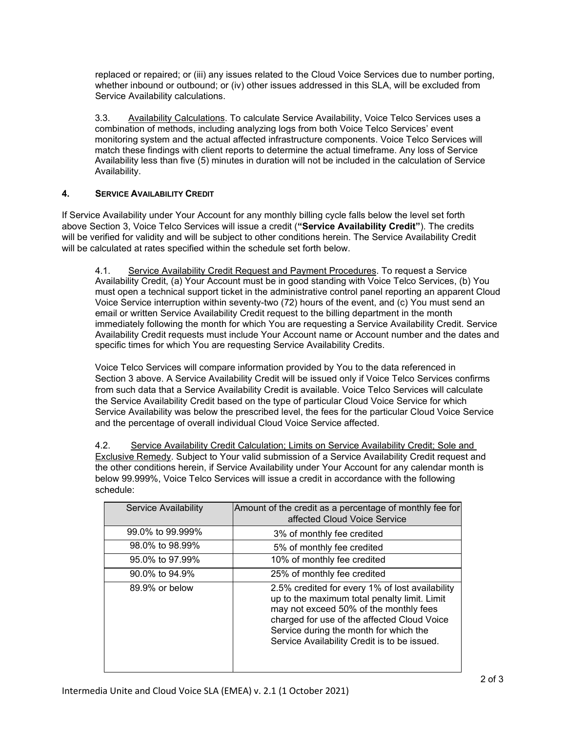replaced or repaired; or (iii) any issues related to the Cloud Voice Services due to number porting, whether inbound or outbound; or (iv) other issues addressed in this SLA, will be excluded from Service Availability calculations.

3.3. Availability Calculations. To calculate Service Availability, Voice Telco Services uses a combination of methods, including analyzing logs from both Voice Telco Services' event monitoring system and the actual affected infrastructure components. Voice Telco Services will match these findings with client reports to determine the actual timeframe. Any loss of Service Availability less than five (5) minutes in duration will not be included in the calculation of Service Availability.

## 4. SERVICE AVAILABILITY CREDIT

If Service Availability under Your Account for any monthly billing cycle falls below the level set forth above Section 3, Voice Telco Services will issue a credit (**"Service Availability Credit"**). The credits will be verified for validity and will be subject to other conditions herein. The Service Availability Credit will be calculated at rates specified within the schedule set forth below.

4.1. Service Availability Credit Request and Payment Procedures. To request a Service Availability Credit, (a) Your Account must be in good standing with Voice Telco Services, (b) You must open a technical support ticket in the administrative control panel reporting an apparent Cloud Voice Service interruption within seventy-two (72) hours of the event, and (c) You must send an email or written Service Availability Credit request to the billing department in the month immediately following the month for which You are requesting a Service Availability Credit. Service Availability Credit requests must include Your Account name or Account number and the dates and specific times for which You are requesting Service Availability Credits.

Voice Telco Services will compare information provided by You to the data referenced in Section 3 above. A Service Availability Credit will be issued only if Voice Telco Services confirms from such data that a Service Availability Credit is available. Voice Telco Services will calculate the Service Availability Credit based on the type of particular Cloud Voice Service for which Service Availability was below the prescribed level, the fees for the particular Cloud Voice Service and the percentage of overall individual Cloud Voice Service affected.

4.2. Service Availability Credit Calculation; Limits on Service Availability Credit; Sole and Exclusive Remedy. Subject to Your valid submission of a Service Availability Credit request and the other conditions herein, if Service Availability under Your Account for any calendar month is below 99.999%, Voice Telco Services will issue a credit in accordance with the following schedule:

| Service Availability | Amount of the credit as a percentage of monthly fee for affected Cloud Voice Service |
|---|---|
| 99.0% to 99.999% | 3% of monthly fee credited |
| 98.0% to 98.99% | 5% of monthly fee credited |
| 95.0% to 97.99% | 10% of monthly fee credited |
| 90.0% to 94.9% | 25% of monthly fee credited |
| 89.9% or below | 2.5% credited for every 1% of lost availability up to the maximum total penalty limit. Limit may not exceed 50% of the monthly fees charged for use of the affected Cloud Voice Service during the month for which the Service Availability Credit is to be issued. |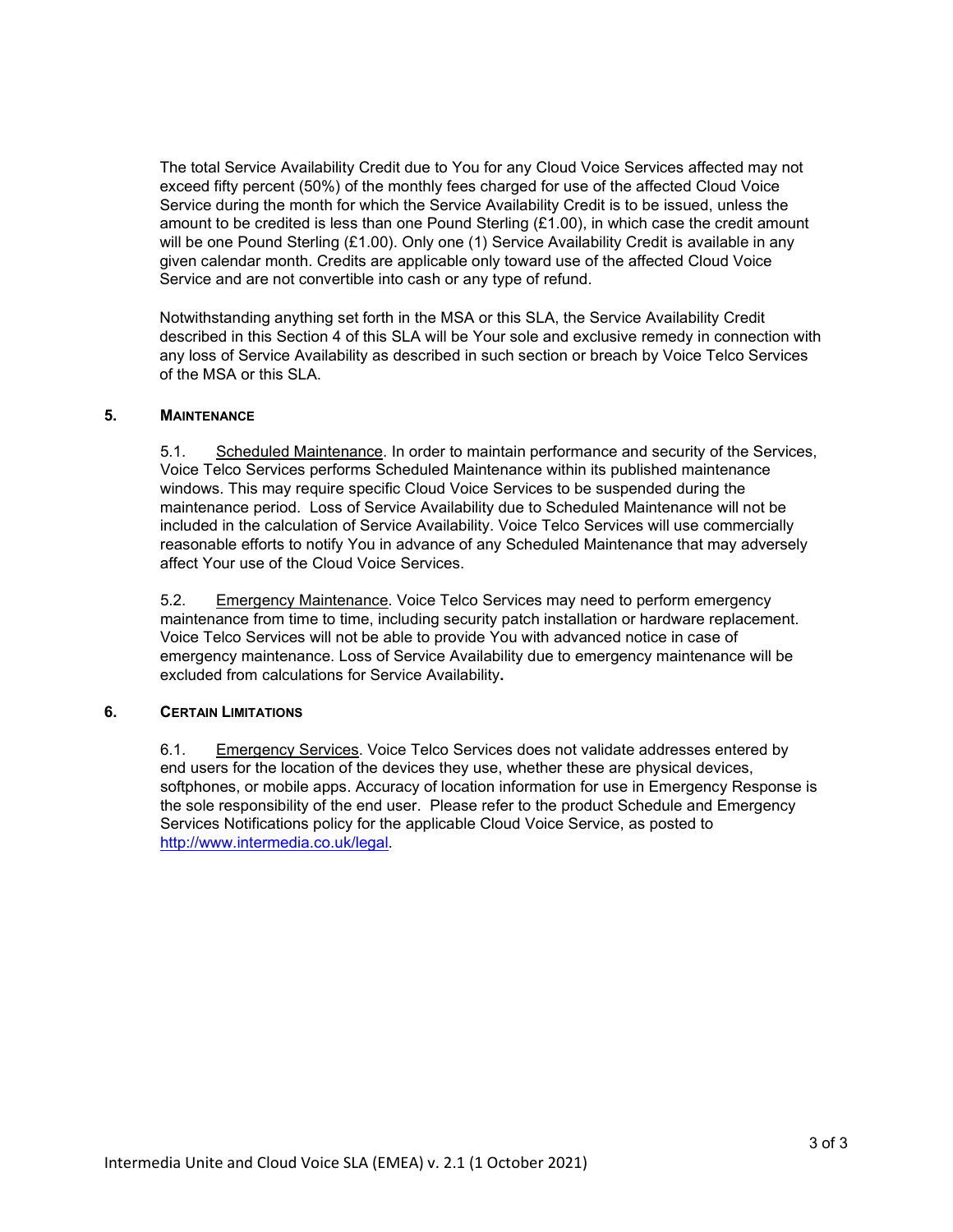The total Service Availability Credit due to You for any Cloud Voice Services affected may not exceed fifty percent (50%) of the monthly fees charged for use of the affected Cloud Voice Service during the month for which the Service Availability Credit is to be issued, unless the amount to be credited is less than one Pound Sterling (£1.00), in which case the credit amount will be one Pound Sterling (£1.00). Only one (1) Service Availability Credit is available in any given calendar month. Credits are applicable only toward use of the affected Cloud Voice Service and are not convertible into cash or any type of refund.

Notwithstanding anything set forth in the MSA or this SLA, the Service Availability Credit described in this Section 4 of this SLA will be Your sole and exclusive remedy in connection with any loss of Service Availability as described in such section or breach by Voice Telco Services of the MSA or this SLA.

## 5. MAINTENANCE

5.1. Scheduled Maintenance. In order to maintain performance and security of the Services, Voice Telco Services performs Scheduled Maintenance within its published maintenance windows. This may require specific Cloud Voice Services to be suspended during the maintenance period. Loss of Service Availability due to Scheduled Maintenance will not be included in the calculation of Service Availability. Voice Telco Services will use commercially reasonable efforts to notify You in advance of any Scheduled Maintenance that may adversely affect Your use of the Cloud Voice Services.

5.2. Emergency Maintenance. Voice Telco Services may need to perform emergency maintenance from time to time, including security patch installation or hardware replacement. Voice Telco Services will not be able to provide You with advanced notice in case of emergency maintenance. Loss of Service Availability due to emergency maintenance will be excluded from calculations for Service Availability**.**

## 6. CERTAIN LIMITATIONS

6.1. Emergency Services. Voice Telco Services does not validate addresses entered by end users for the location of the devices they use, whether these are physical devices, softphones, or mobile apps. Accuracy of location information for use in Emergency Response is the sole responsibility of the end user. Please refer to the product Schedule and Emergency Services Notifications policy for the applicable Cloud Voice Service, as posted to http://www.intermedia.co.uk/legal.